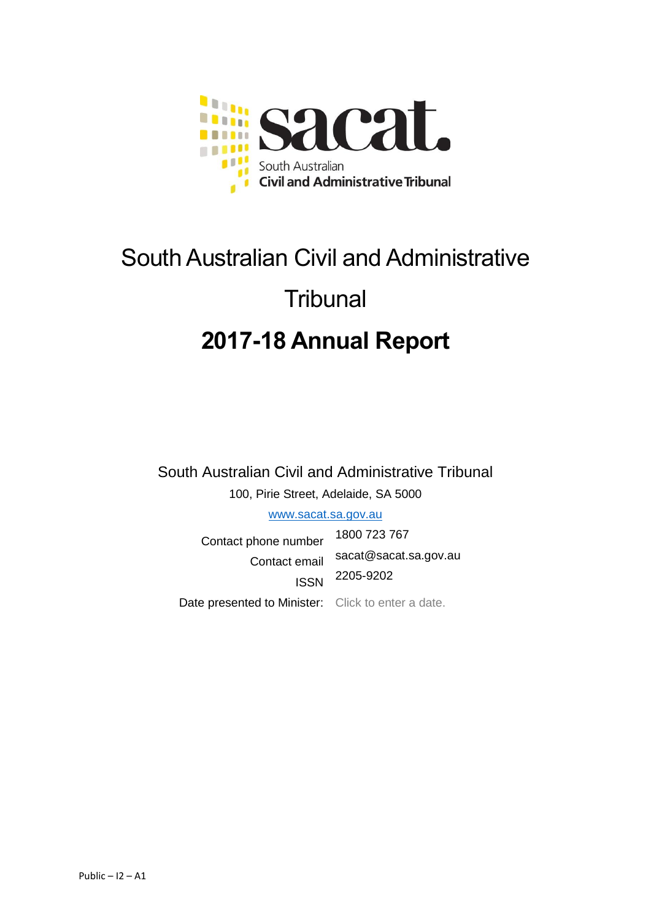sacat.

South Australian
Civil and Administrative Tribunal

# South Australian Civil and Administrative Tribunal

# 2017-18 Annual Report

South Australian Civil and Administrative Tribunal

100, Pirie Street, Adelaide, SA 5000

www.sacat.sa.gov.au

| | |
|---|---|
| Contact phone number | 1800 723 767 |
| Contact email | sacat@sacat.sa.gov.au |
| ISSN | 2205-9202 |
| Date presented to Minister: | Click to enter a date. |

Public – I2 – A1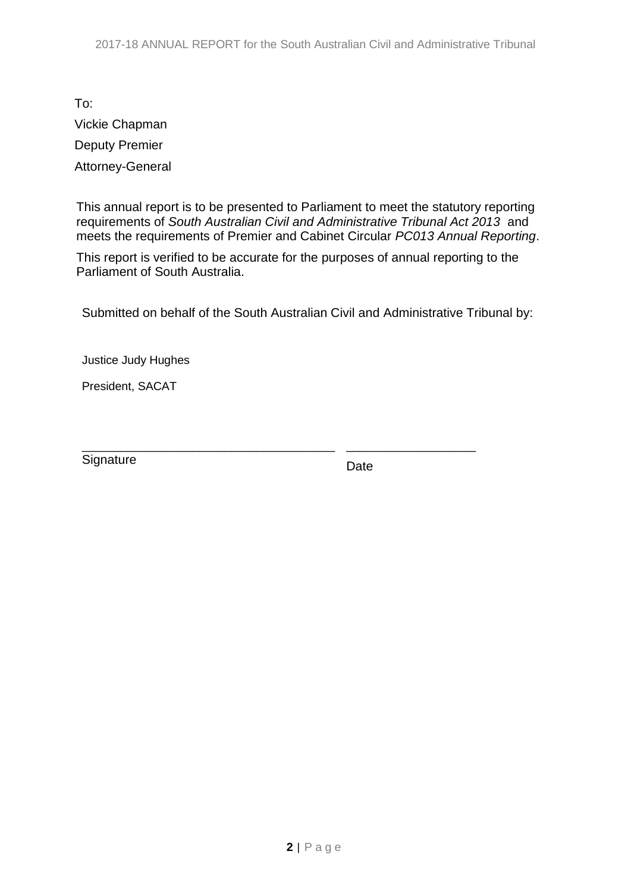To:

Vickie Chapman

Deputy Premier

Attorney-General

This annual report is to be presented to Parliament to meet the statutory reporting requirements of *South Australian Civil and Administrative Tribunal Act 2013* and meets the requirements of Premier and Cabinet Circular *PC013 Annual Reporting*.

This report is verified to be accurate for the purposes of annual reporting to the Parliament of South Australia.

Submitted on behalf of the South Australian Civil and Administrative Tribunal by:

Justice Judy Hughes

President, SACAT

_____________________________________ ___________________

Signature Date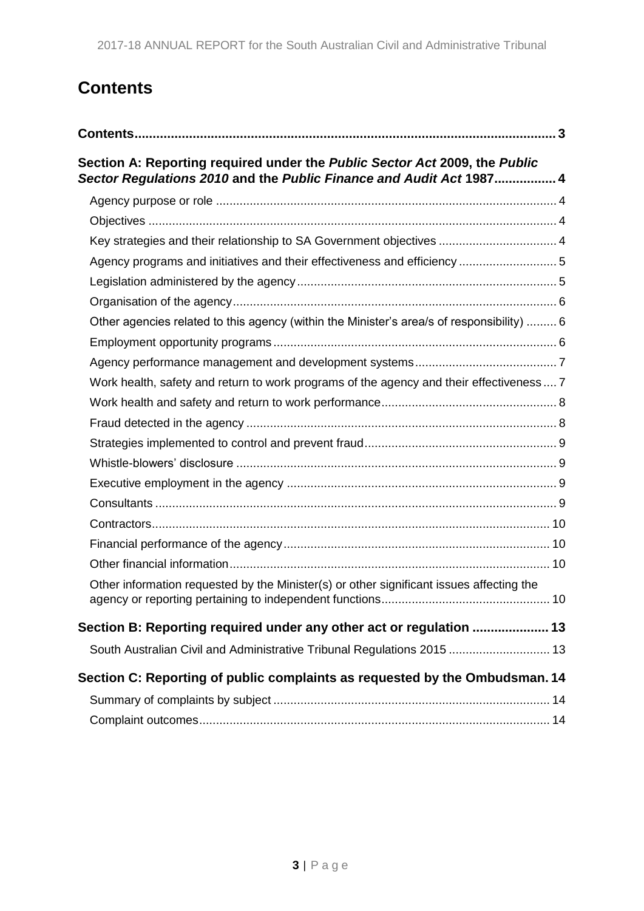# Contents

**Contents** ..... 3

**Section A: Reporting required under the *Public Sector Act* 2009, the *Public Sector Regulations 2010* and the *Public Finance and Audit Act* 1987** ..... 4

- Agency purpose or role ..... 4
- Objectives ..... 4
- Key strategies and their relationship to SA Government objectives ..... 4
- Agency programs and initiatives and their effectiveness and efficiency ..... 5
- Legislation administered by the agency ..... 5
- Organisation of the agency ..... 6
- Other agencies related to this agency (within the Minister's area/s of responsibility) ..... 6
- Employment opportunity programs ..... 6
- Agency performance management and development systems ..... 7
- Work health, safety and return to work programs of the agency and their effectiveness ..... 7
- Work health and safety and return to work performance ..... 8
- Fraud detected in the agency ..... 8
- Strategies implemented to control and prevent fraud ..... 9
- Whistle-blowers' disclosure ..... 9
- Executive employment in the agency ..... 9
- Consultants ..... 9
- Contractors ..... 10
- Financial performance of the agency ..... 10
- Other financial information ..... 10
- Other information requested by the Minister(s) or other significant issues affecting the agency or reporting pertaining to independent functions ..... 10

**Section B: Reporting required under any other act or regulation** ..... 13

- South Australian Civil and Administrative Tribunal Regulations 2015 ..... 13

**Section C: Reporting of public complaints as requested by the Ombudsman** ..... 14

- Summary of complaints by subject ..... 14
- Complaint outcomes ..... 14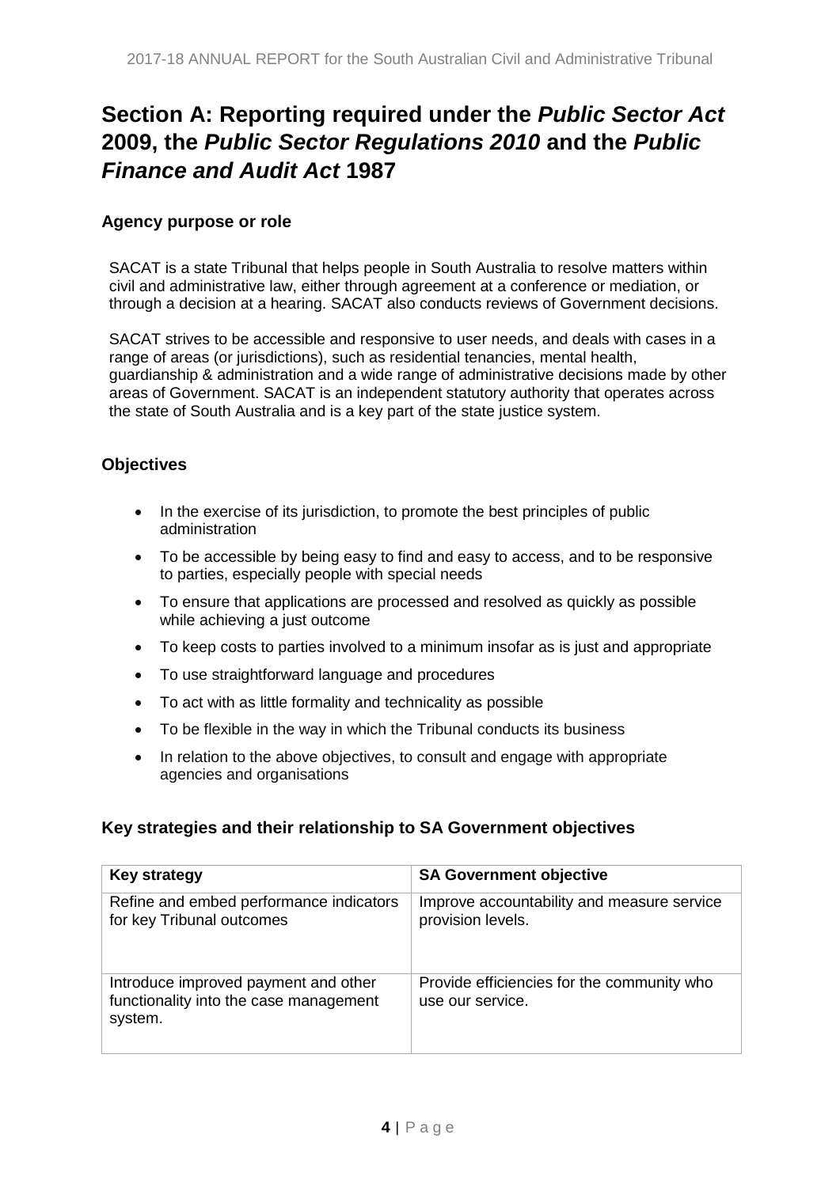# Section A: Reporting required under the *Public Sector Act* 2009, the *Public Sector Regulations 2010* and the *Public Finance and Audit Act* 1987

### Agency purpose or role

SACAT is a state Tribunal that helps people in South Australia to resolve matters within civil and administrative law, either through agreement at a conference or mediation, or through a decision at a hearing. SACAT also conducts reviews of Government decisions.

SACAT strives to be accessible and responsive to user needs, and deals with cases in a range of areas (or jurisdictions), such as residential tenancies, mental health, guardianship & administration and a wide range of administrative decisions made by other areas of Government. SACAT is an independent statutory authority that operates across the state of South Australia and is a key part of the state justice system.

### Objectives

- In the exercise of its jurisdiction, to promote the best principles of public administration
- To be accessible by being easy to find and easy to access, and to be responsive to parties, especially people with special needs
- To ensure that applications are processed and resolved as quickly as possible while achieving a just outcome
- To keep costs to parties involved to a minimum insofar as is just and appropriate
- To use straightforward language and procedures
- To act with as little formality and technicality as possible
- To be flexible in the way in which the Tribunal conducts its business
- In relation to the above objectives, to consult and engage with appropriate agencies and organisations

### Key strategies and their relationship to SA Government objectives

| Key strategy | SA Government objective |
|---|---|
| Refine and embed performance indicators for key Tribunal outcomes | Improve accountability and measure service provision levels. |
| Introduce improved payment and other functionality into the case management system. | Provide efficiencies for the community who use our service. |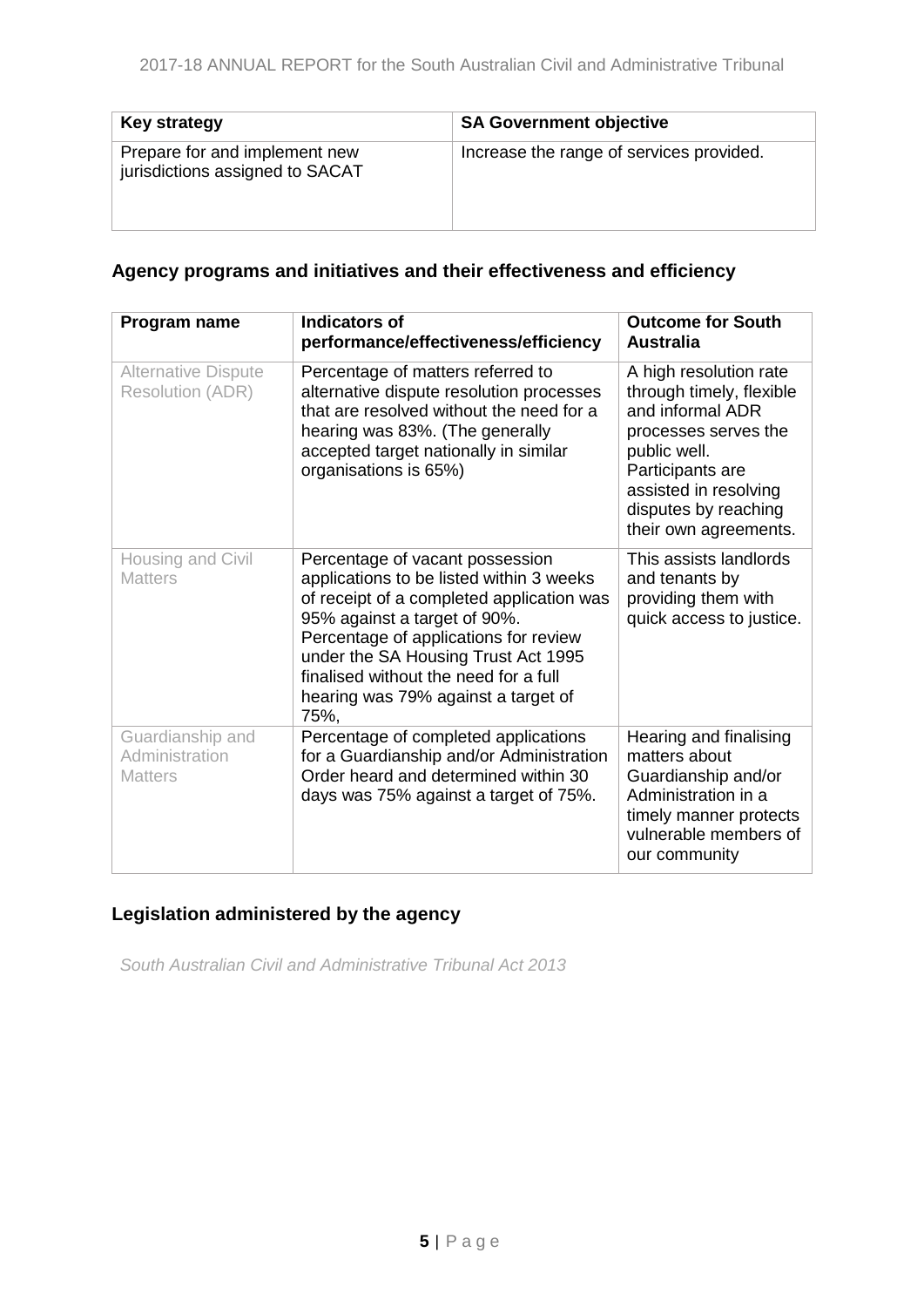| Key strategy | SA Government objective |
| --- | --- |
| Prepare for and implement new jurisdictions assigned to SACAT | Increase the range of services provided. |

## Agency programs and initiatives and their effectiveness and efficiency

| Program name | Indicators of performance/effectiveness/efficiency | Outcome for South Australia |
| --- | --- | --- |
| Alternative Dispute Resolution (ADR) | Percentage of matters referred to alternative dispute resolution processes that are resolved without the need for a hearing was 83%. (The generally accepted target nationally in similar organisations is 65%) | A high resolution rate through timely, flexible and informal ADR processes serves the public well. Participants are assisted in resolving disputes by reaching their own agreements. |
| Housing and Civil Matters | Percentage of vacant possession applications to be listed within 3 weeks of receipt of a completed application was 95% against a target of 90%. Percentage of applications for review under the SA Housing Trust Act 1995 finalised without the need for a full hearing was 79% against a target of 75%, | This assists landlords and tenants by providing them with quick access to justice. |
| Guardianship and Administration Matters | Percentage of completed applications for a Guardianship and/or Administration Order heard and determined within 30 days was 75% against a target of 75%. | Hearing and finalising matters about Guardianship and/or Administration in a timely manner protects vulnerable members of our community |

## Legislation administered by the agency

*South Australian Civil and Administrative Tribunal Act 2013*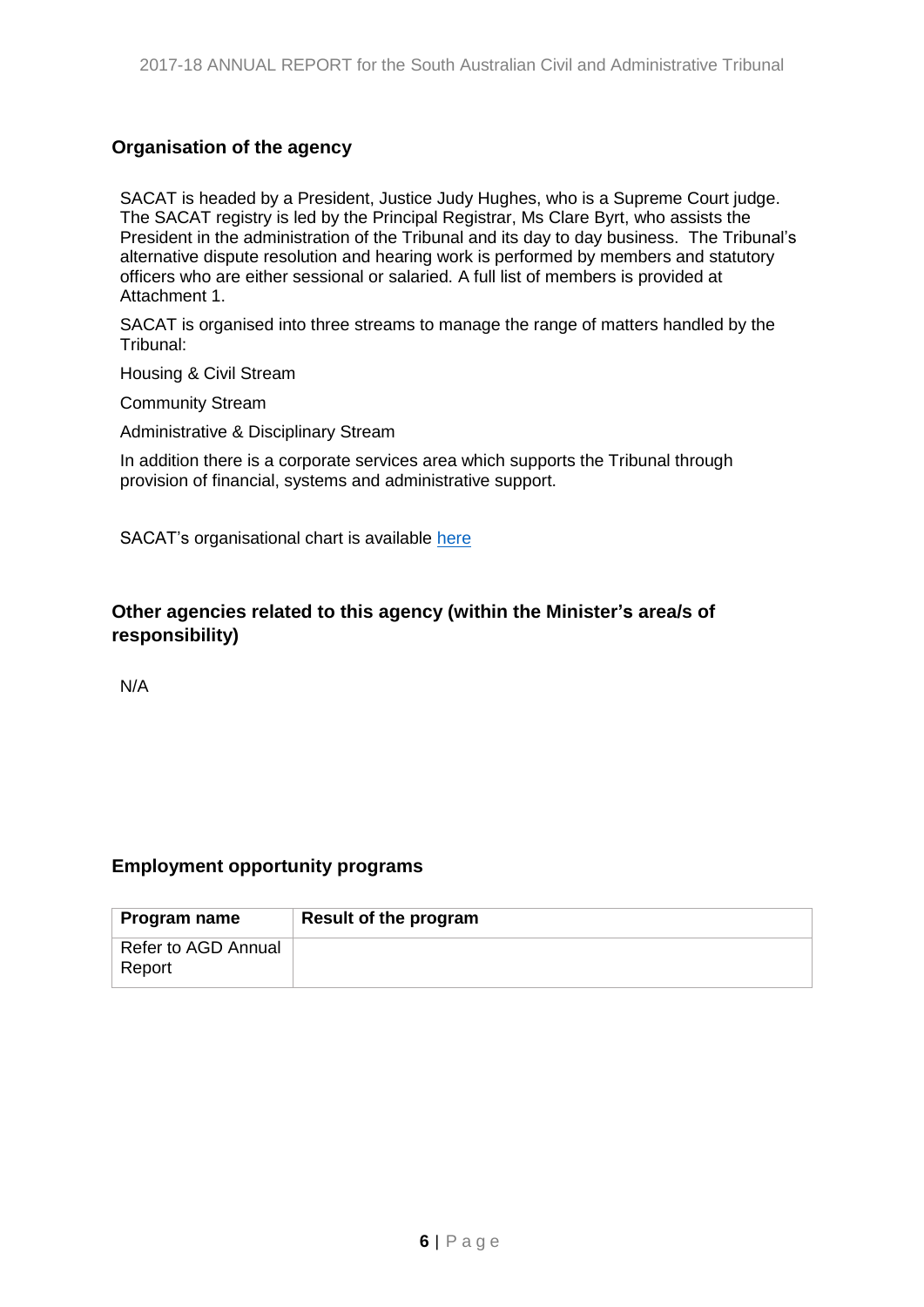## Organisation of the agency

SACAT is headed by a President, Justice Judy Hughes, who is a Supreme Court judge. The SACAT registry is led by the Principal Registrar, Ms Clare Byrt, who assists the President in the administration of the Tribunal and its day to day business. The Tribunal's alternative dispute resolution and hearing work is performed by members and statutory officers who are either sessional or salaried. A full list of members is provided at Attachment 1.

SACAT is organised into three streams to manage the range of matters handled by the Tribunal:

Housing & Civil Stream

Community Stream

Administrative & Disciplinary Stream

In addition there is a corporate services area which supports the Tribunal through provision of financial, systems and administrative support.

SACAT's organisational chart is available here

## Other agencies related to this agency (within the Minister's area/s of responsibility)

N/A

## Employment opportunity programs

| Program name | Result of the program |
|---|---|
| Refer to AGD Annual Report | |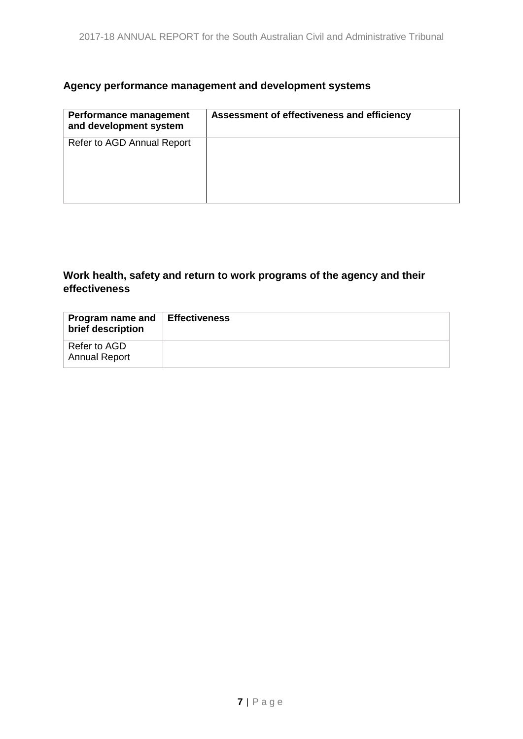### Agency performance management and development systems

| Performance management and development system | Assessment of effectiveness and efficiency |
| --- | --- |
| Refer to AGD Annual Report | |

### Work health, safety and return to work programs of the agency and their effectiveness

| Program name and brief description | Effectiveness |
| --- | --- |
| Refer to AGD Annual Report | |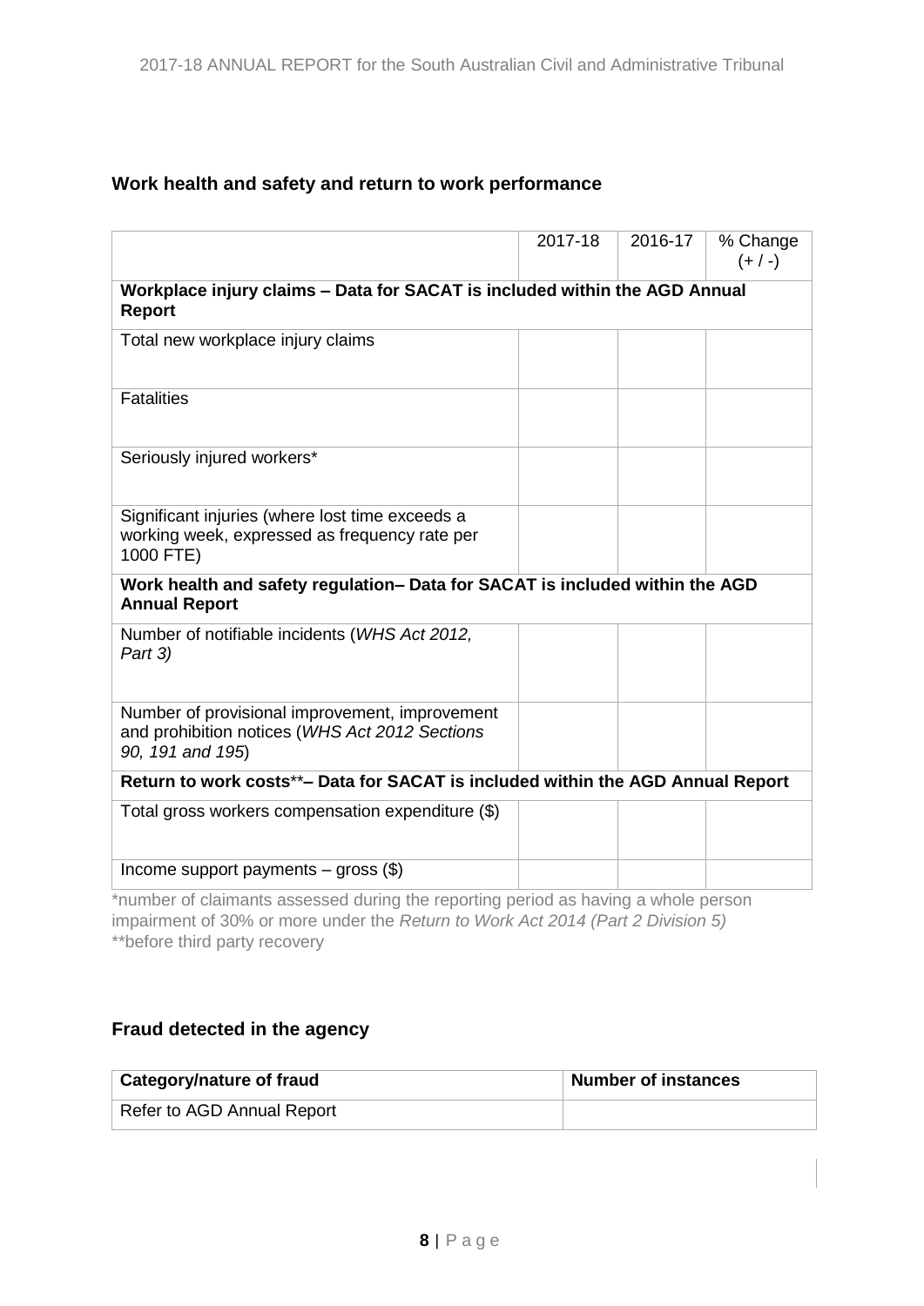## Work health and safety and return to work performance

| | 2017-18 | 2016-17 | % Change (+ / -) |
|---|---|---|---|
| **Workplace injury claims – Data for SACAT is included within the AGD Annual Report** | | | |
| Total new workplace injury claims | | | |
| Fatalities | | | |
| Seriously injured workers* | | | |
| Significant injuries (where lost time exceeds a working week, expressed as frequency rate per 1000 FTE) | | | |
| **Work health and safety regulation– Data for SACAT is included within the AGD Annual Report** | | | |
| Number of notifiable incidents (*WHS Act 2012, Part 3)* | | | |
| Number of provisional improvement, improvement and prohibition notices (*WHS Act 2012 Sections 90, 191 and 195*) | | | |
| **Return to work costs**– Data for SACAT is included within the AGD Annual Report** | | | |
| Total gross workers compensation expenditure ($) | | | |
| Income support payments – gross ($) | | | |

*number of claimants assessed during the reporting period as having a whole person impairment of 30% or more under the *Return to Work Act 2014 (Part 2 Division 5)*
**before third party recovery

## Fraud detected in the agency

| Category/nature of fraud | Number of instances |
|---|---|
| Refer to AGD Annual Report | |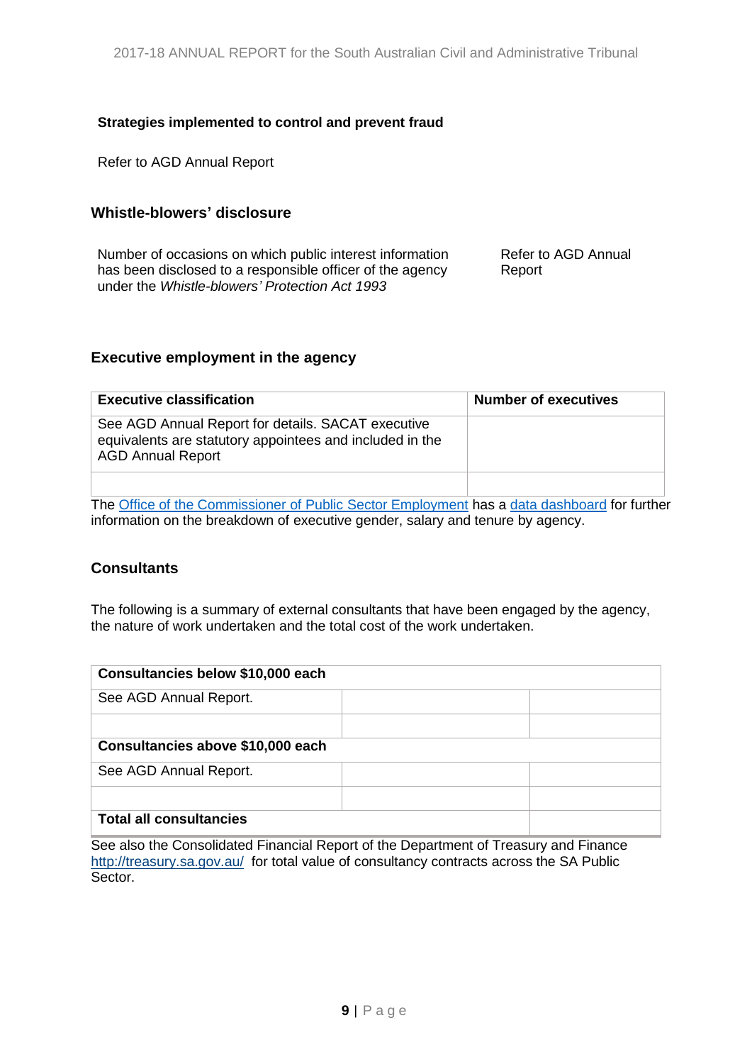### Strategies implemented to control and prevent fraud

Refer to AGD Annual Report

### Whistle-blowers' disclosure

| | |
|---|---|
| Number of occasions on which public interest information has been disclosed to a responsible officer of the agency under the *Whistle-blowers' Protection Act 1993* | Refer to AGD Annual Report |

### Executive employment in the agency

| Executive classification | Number of executives |
|---|---|
| See AGD Annual Report for details. SACAT executive equivalents are statutory appointees and included in the AGD Annual Report | |
| | |

The Office of the Commissioner of Public Sector Employment has a data dashboard for further information on the breakdown of executive gender, salary and tenure by agency.

### Consultants

The following is a summary of external consultants that have been engaged by the agency, the nature of work undertaken and the total cost of the work undertaken.

| **Consultancies below $10,000 each** | | |
|---|---|---|
| See AGD Annual Report. | | |
| | | |
| **Consultancies above $10,000 each** | | |
| See AGD Annual Report. | | |
| | | |
| **Total all consultancies** | | |

See also the Consolidated Financial Report of the Department of Treasury and Finance http://treasury.sa.gov.au/ for total value of consultancy contracts across the SA Public Sector.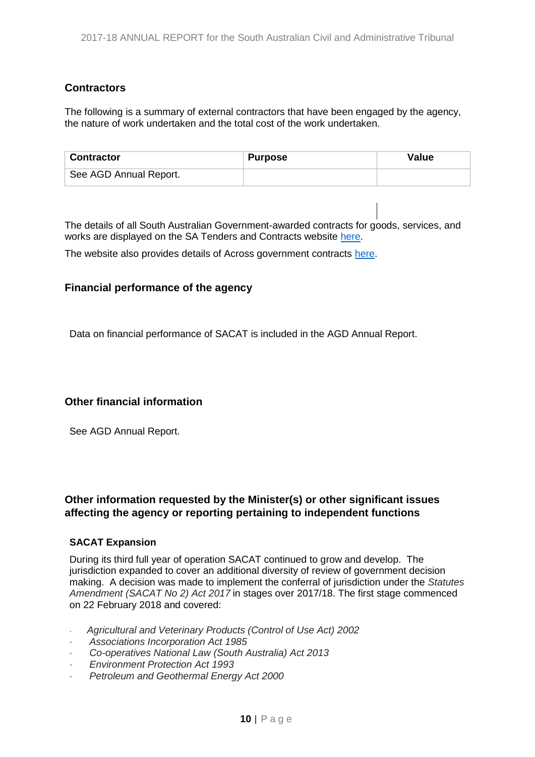## Contractors

The following is a summary of external contractors that have been engaged by the agency, the nature of work undertaken and the total cost of the work undertaken.

| Contractor | Purpose | Value |
|---|---|---|
| See AGD Annual Report. | | |

The details of all South Australian Government-awarded contracts for goods, services, and works are displayed on the SA Tenders and Contracts website here.

The website also provides details of Across government contracts here.

## Financial performance of the agency

Data on financial performance of SACAT is included in the AGD Annual Report.

## Other financial information

See AGD Annual Report.

## Other information requested by the Minister(s) or other significant issues affecting the agency or reporting pertaining to independent functions

### SACAT Expansion

During its third full year of operation SACAT continued to grow and develop. The jurisdiction expanded to cover an additional diversity of review of government decision making. A decision was made to implement the conferral of jurisdiction under the *Statutes Amendment (SACAT No 2) Act 2017* in stages over 2017/18. The first stage commenced on 22 February 2018 and covered:

- *Agricultural and Veterinary Products (Control of Use Act) 2002*
- *Associations Incorporation Act 1985*
- *Co-operatives National Law (South Australia) Act 2013*
- *Environment Protection Act 1993*
- *Petroleum and Geothermal Energy Act 2000*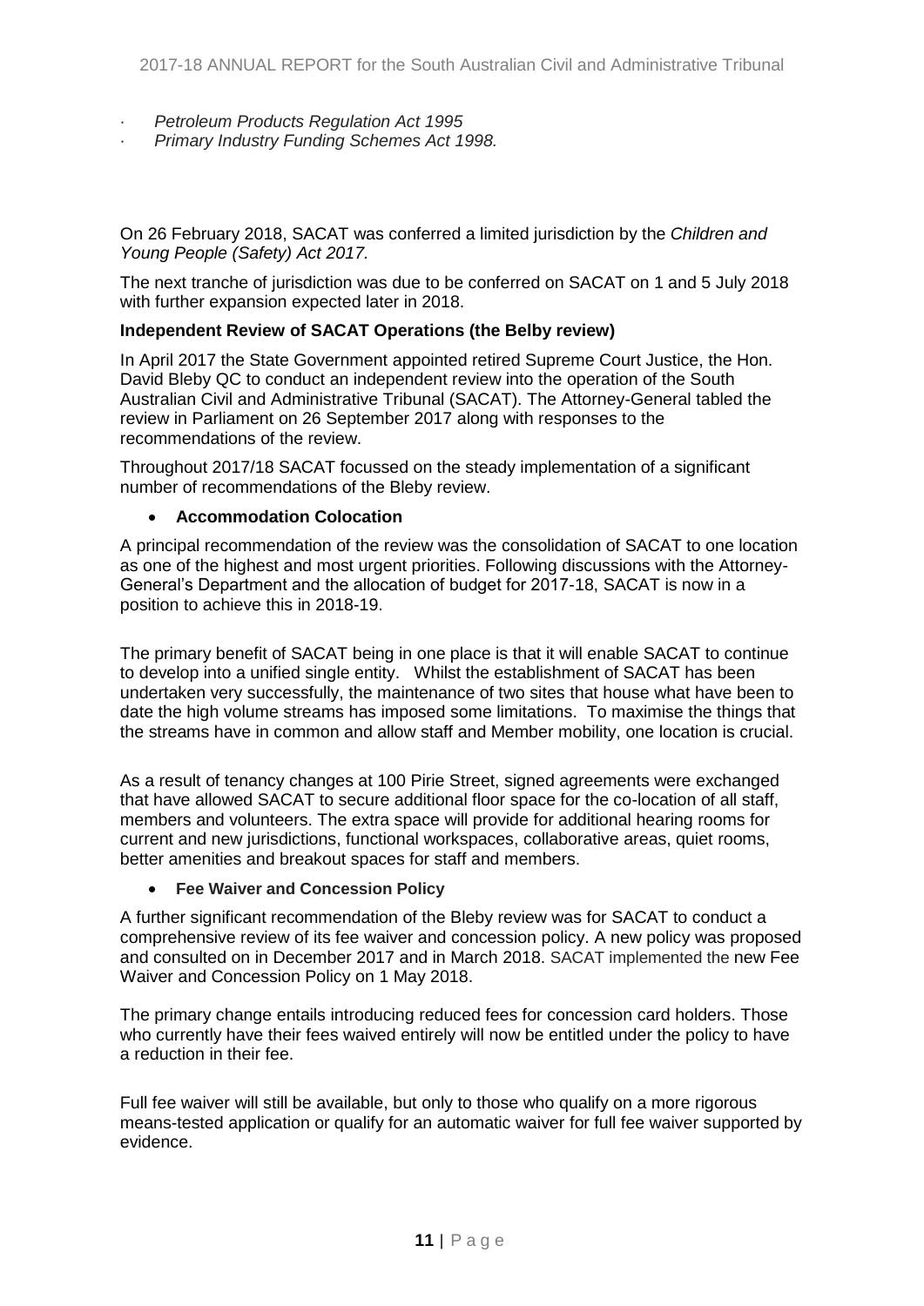- *Petroleum Products Regulation Act 1995*
- *Primary Industry Funding Schemes Act 1998.*

On 26 February 2018, SACAT was conferred a limited jurisdiction by the *Children and Young People (Safety) Act 2017.*

The next tranche of jurisdiction was due to be conferred on SACAT on 1 and 5 July 2018 with further expansion expected later in 2018.

**Independent Review of SACAT Operations (the Belby review)**

In April 2017 the State Government appointed retired Supreme Court Justice, the Hon. David Bleby QC to conduct an independent review into the operation of the South Australian Civil and Administrative Tribunal (SACAT). The Attorney-General tabled the review in Parliament on 26 September 2017 along with responses to the recommendations of the review.

Throughout 2017/18 SACAT focussed on the steady implementation of a significant number of recommendations of the Bleby review.

- **Accommodation Colocation**

A principal recommendation of the review was the consolidation of SACAT to one location as one of the highest and most urgent priorities. Following discussions with the Attorney-General's Department and the allocation of budget for 2017-18, SACAT is now in a position to achieve this in 2018-19.

The primary benefit of SACAT being in one place is that it will enable SACAT to continue to develop into a unified single entity. Whilst the establishment of SACAT has been undertaken very successfully, the maintenance of two sites that house what have been to date the high volume streams has imposed some limitations. To maximise the things that the streams have in common and allow staff and Member mobility, one location is crucial.

As a result of tenancy changes at 100 Pirie Street, signed agreements were exchanged that have allowed SACAT to secure additional floor space for the co-location of all staff, members and volunteers. The extra space will provide for additional hearing rooms for current and new jurisdictions, functional workspaces, collaborative areas, quiet rooms, better amenities and breakout spaces for staff and members.

- **Fee Waiver and Concession Policy**

A further significant recommendation of the Bleby review was for SACAT to conduct a comprehensive review of its fee waiver and concession policy. A new policy was proposed and consulted on in December 2017 and in March 2018. SACAT implemented the new Fee Waiver and Concession Policy on 1 May 2018.

The primary change entails introducing reduced fees for concession card holders. Those who currently have their fees waived entirely will now be entitled under the policy to have a reduction in their fee.

Full fee waiver will still be available, but only to those who qualify on a more rigorous means-tested application or qualify for an automatic waiver for full fee waiver supported by evidence.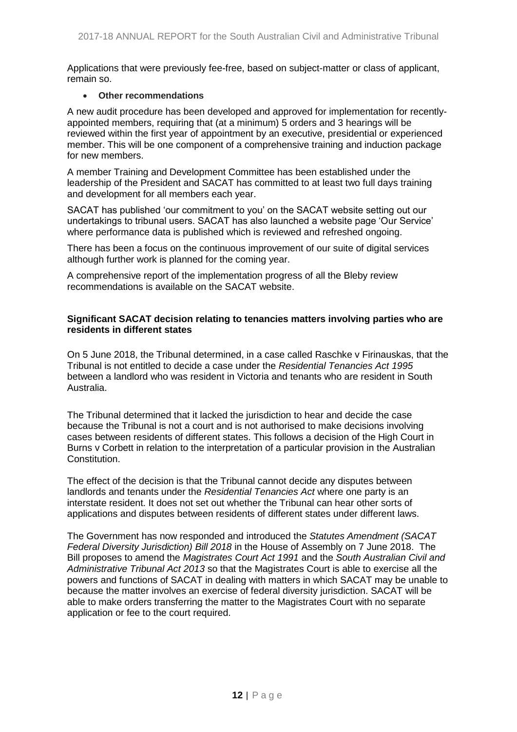Applications that were previously fee-free, based on subject-matter or class of applicant, remain so.

- **Other recommendations**

A new audit procedure has been developed and approved for implementation for recently-appointed members, requiring that (at a minimum) 5 orders and 3 hearings will be reviewed within the first year of appointment by an executive, presidential or experienced member. This will be one component of a comprehensive training and induction package for new members.

A member Training and Development Committee has been established under the leadership of the President and SACAT has committed to at least two full days training and development for all members each year.

SACAT has published 'our commitment to you' on the SACAT website setting out our undertakings to tribunal users. SACAT has also launched a website page 'Our Service' where performance data is published which is reviewed and refreshed ongoing.

There has been a focus on the continuous improvement of our suite of digital services although further work is planned for the coming year.

A comprehensive report of the implementation progress of all the Bleby review recommendations is available on the SACAT website.

**Significant SACAT decision relating to tenancies matters involving parties who are residents in different states**

On 5 June 2018, the Tribunal determined, in a case called Raschke v Firinauskas, that the Tribunal is not entitled to decide a case under the *Residential Tenancies Act 1995* between a landlord who was resident in Victoria and tenants who are resident in South Australia.

The Tribunal determined that it lacked the jurisdiction to hear and decide the case because the Tribunal is not a court and is not authorised to make decisions involving cases between residents of different states. This follows a decision of the High Court in Burns v Corbett in relation to the interpretation of a particular provision in the Australian Constitution.

The effect of the decision is that the Tribunal cannot decide any disputes between landlords and tenants under the *Residential Tenancies Act* where one party is an interstate resident. It does not set out whether the Tribunal can hear other sorts of applications and disputes between residents of different states under different laws.

The Government has now responded and introduced the *Statutes Amendment (SACAT Federal Diversity Jurisdiction) Bill 2018* in the House of Assembly on 7 June 2018. The Bill proposes to amend the *Magistrates Court Act 1991* and the *South Australian Civil and Administrative Tribunal Act 2013* so that the Magistrates Court is able to exercise all the powers and functions of SACAT in dealing with matters in which SACAT may be unable to because the matter involves an exercise of federal diversity jurisdiction. SACAT will be able to make orders transferring the matter to the Magistrates Court with no separate application or fee to the court required.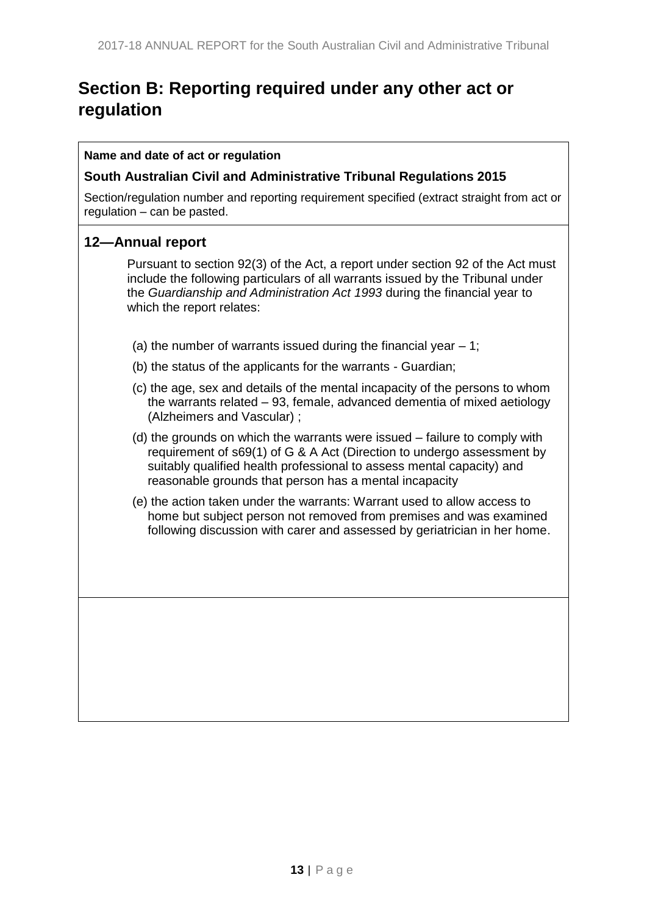# Section B: Reporting required under any other act or regulation

**Name and date of act or regulation**

**South Australian Civil and Administrative Tribunal Regulations 2015**

Section/regulation number and reporting requirement specified (extract straight from act or regulation – can be pasted.

## 12—Annual report

Pursuant to section 92(3) of the Act, a report under section 92 of the Act must include the following particulars of all warrants issued by the Tribunal under the *Guardianship and Administration Act 1993* during the financial year to which the report relates:

(a) the number of warrants issued during the financial year – 1;

(b) the status of the applicants for the warrants - Guardian;

(c) the age, sex and details of the mental incapacity of the persons to whom the warrants related – 93, female, advanced dementia of mixed aetiology (Alzheimers and Vascular) ;

(d) the grounds on which the warrants were issued – failure to comply with requirement of s69(1) of G & A Act (Direction to undergo assessment by suitably qualified health professional to assess mental capacity) and reasonable grounds that person has a mental incapacity

(e) the action taken under the warrants: Warrant used to allow access to home but subject person not removed from premises and was examined following discussion with carer and assessed by geriatrician in her home.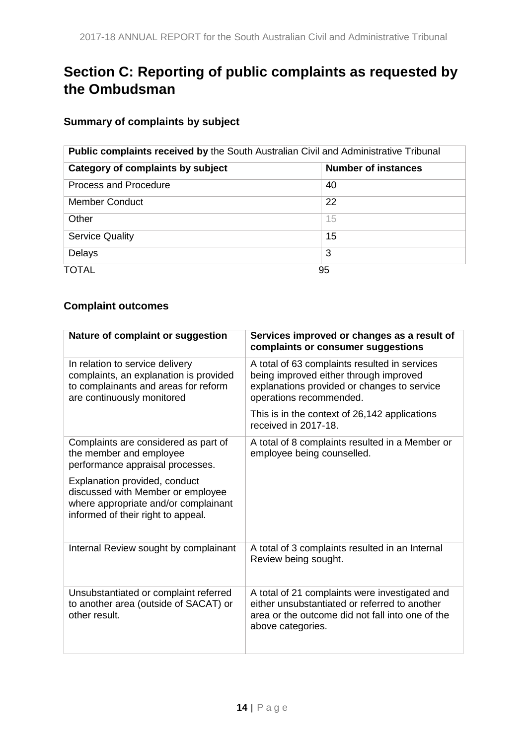## Section C: Reporting of public complaints as requested by the Ombudsman

### Summary of complaints by subject

| **Public complaints received by** the South Australian Civil and Administrative Tribunal | |
|---|---|
| **Category of complaints by subject** | **Number of instances** |
| Process and Procedure | 40 |
| Member Conduct | 22 |
| Other | 15 |
| Service Quality | 15 |
| Delays | 3 |
| TOTAL | 95 |

### Complaint outcomes

| Nature of complaint or suggestion | Services improved or changes as a result of complaints or consumer suggestions |
|---|---|
| In relation to service delivery complaints, an explanation is provided to complainants and areas for reform are continuously monitored | A total of 63 complaints resulted in services being improved either through improved explanations provided or changes to service operations recommended.<br><br>This is in the context of 26,142 applications received in 2017-18. |
| Complaints are considered as part of the member and employee performance appraisal processes.<br><br>Explanation provided, conduct discussed with Member or employee where appropriate and/or complainant informed of their right to appeal. | A total of 8 complaints resulted in a Member or employee being counselled. |
| Internal Review sought by complainant | A total of 3 complaints resulted in an Internal Review being sought. |
| Unsubstantiated or complaint referred to another area (outside of SACAT) or other result. | A total of 21 complaints were investigated and either unsubstantiated or referred to another area or the outcome did not fall into one of the above categories. |